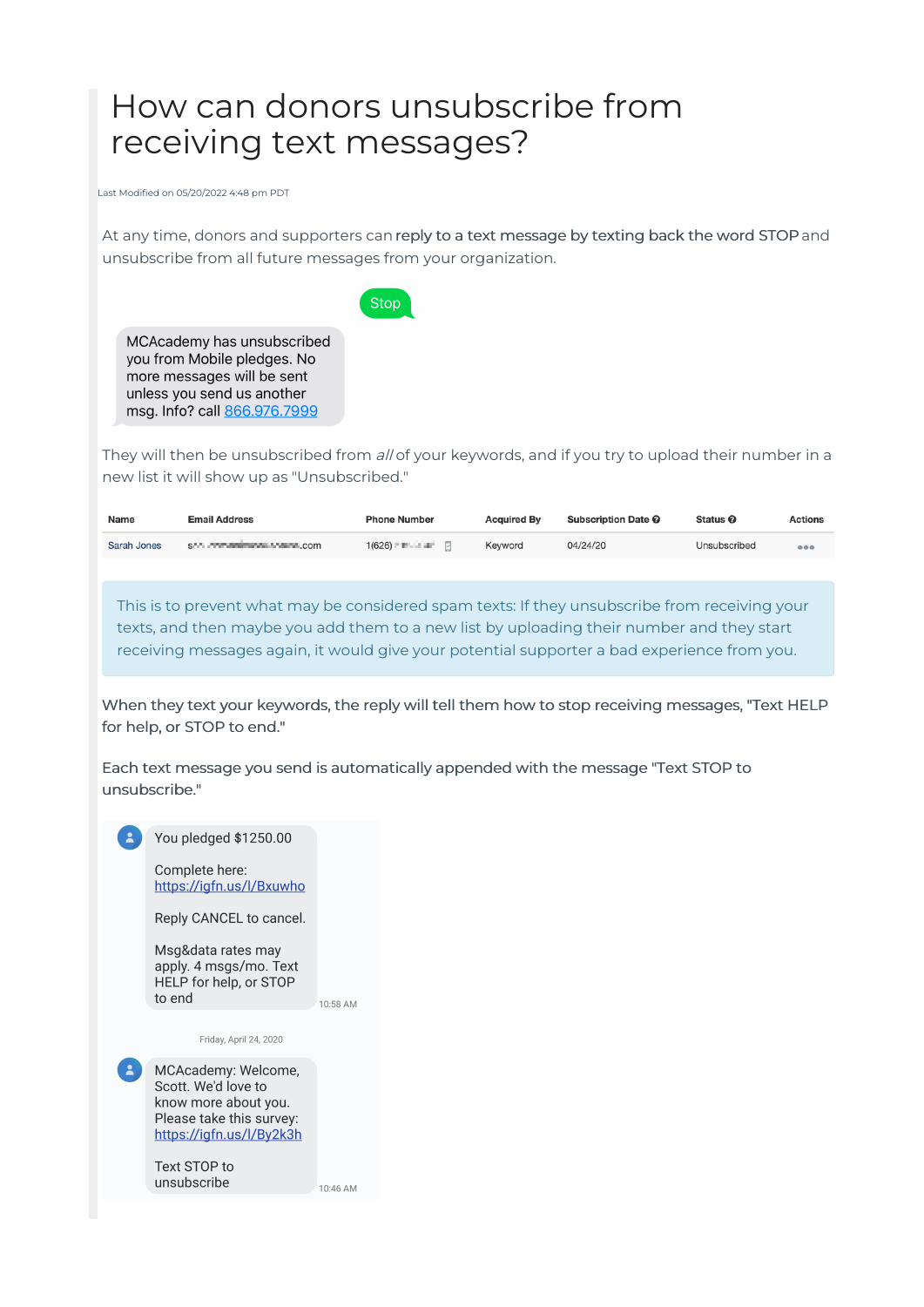# How can donors unsubscribe from receiving text messages?

Last Modified on 05/20/2022 4:48 pm PDT

At any time, donors and supporters can **reply to a text message by texting back the word STOP** and unsubscribe from all future messages from your organization.

Stop

MCAcademy has unsubscribed you from Mobile pledges. No more messages will be sent unless you send us another msg. Info? call 866.976.7999

They will then be unsubscribed from *all* of your keywords, and if you try to upload their number in a new list it will show up as "Unsubscribed."

| Name | Email Address | Phone Number | Acquired By | Subscription Date | Status | Actions |
|---|---|---|---|---|---|---|
| Sarah Jones | s....com | 1(626) ... | Keyword | 04/24/20 | Unsubscribed | ••• |

This is to prevent what may be considered spam texts: If they unsubscribe from receiving your texts, and then maybe you add them to a new list by uploading their number and they start receiving messages again, it would give your potential supporter a bad experience from you.

When they text your keywords, the reply will tell them how to stop receiving messages, "Text HELP for help, or STOP to end."

Each text message you send is automatically appended with the message "Text STOP to unsubscribe."

You pledged $1250.00

Complete here: https://igfn.us/l/Bxuwho

Reply CANCEL to cancel.

Msg&data rates may apply. 4 msgs/mo. Text HELP for help, or STOP to end

10:58 AM

Friday, April 24, 2020

MCAcademy: Welcome, Scott. We'd love to know more about you. Please take this survey: https://igfn.us/l/By2k3h

Text STOP to unsubscribe

10:46 AM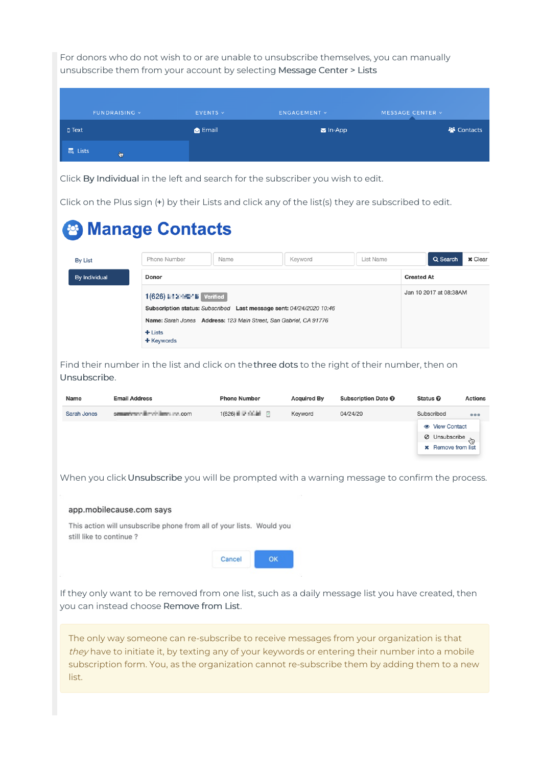For donors who do not wish to or are unable to unsubscribe themselves, you can manually unsubscribe them from your account by selecting Message Center > Lists

FUNDRAISING EVENTS ENGAGEMENT MESSAGE CENTER

Text Email In-App Contacts

Lists

Click By Individual in the left and search for the subscriber you wish to edit.

Click on the Plus sign (+) by their Lists and click any of the list(s) they are subscribed to edit.

# Manage Contacts

By List

By Individual

Phone Number Name Keyword List Name Search Clear

| Donor | Created At |
|---|---|
| 1(626) Verified<br>Subscription status: *Subscribed* Last message sent: *04/24/2020 10:46*<br>Name: *Sarah Jones* Address: *123 Main Street, San Gabriel, CA 91776*<br>+ Lists<br>+ Keywords | Jan 10 2017 at 08:38AM |

Find their number in the list and click on the three dots to the right of their number, then on Unsubscribe.

| Name | Email Address | Phone Number | Acquired By | Subscription Date | Status | Actions |
|---|---|---|---|---|---|---|
| Sarah Jones | .com | 1(626) | Keyword | 04/24/20 | Subscribed | ••• |

View Contact

Unsubscribe

Remove from list

When you click Unsubscribe you will be prompted with a warning message to confirm the process.

app.mobilecause.com says

This action will unsubscribe phone from all of your lists. Would you still like to continue ?

Cancel OK

If they only want to be removed from one list, such as a daily message list you have created, then you can instead choose Remove from List.

The only way someone can re-subscribe to receive messages from your organization is that *they* have to initiate it, by texting any of your keywords or entering their number into a mobile subscription form. You, as the organization cannot re-subscribe them by adding them to a new list.